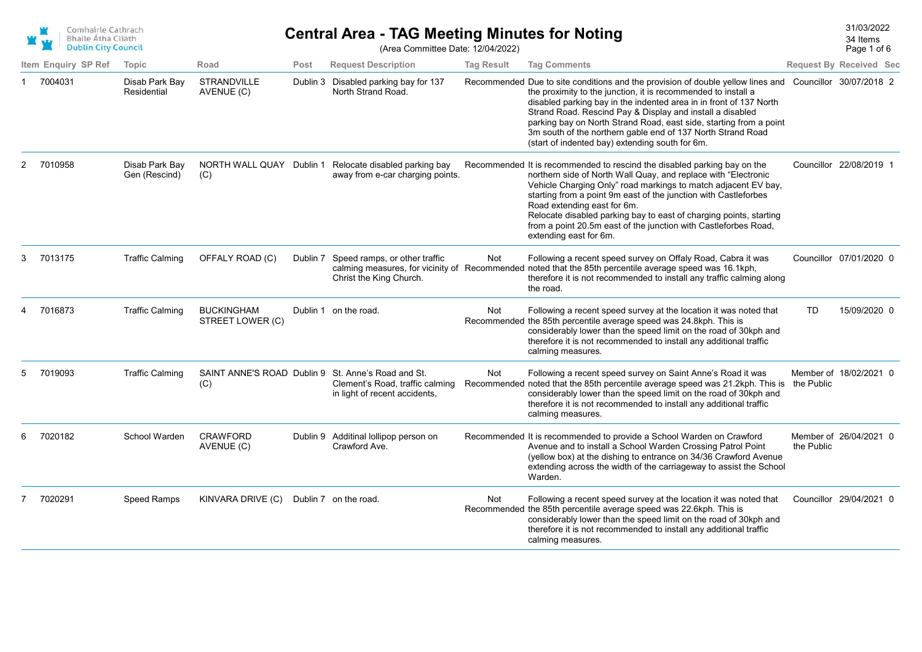Comhairle Cathrach Bhaile Átha Cliath
Dublin City Council

# Central Area - TAG Meeting Minutes for Noting

(Area Committee Date: 12/04/2022)

31/03/2022
34 Items

| Item | Enquiry | SP Ref | Topic | Road | Post | Request Description | Tag Result | Tag Comments | Request By | Received | Sec |
|---|---|---|---|---|---|---|---|---|---|---|---|
| 1 | 7004031 | | Disab Park Bay Residential | STRANDVILLE AVENUE (C) | Dublin 3 | Disabled parking bay for 137 North Strand Road. | Recommended | Due to site conditions and the provision of double yellow lines and the proximity to the junction, it is recommended to install a disabled parking bay in the indented area in in front of 137 North Strand Road. Rescind Pay & Display and install a disabled parking bay on North Strand Road, east side, starting from a point 3m south of the northern gable end of 137 North Strand Road (start of indented bay) extending south for 6m. | Councillor | 30/07/2018 | 2 |
| 2 | 7010958 | | Disab Park Bay Gen (Rescind) | NORTH WALL QUAY (C) | Dublin 1 | Relocate disabled parking bay away from e-car charging points. | Recommended | It is recommended to rescind the disabled parking bay on the northern side of North Wall Quay, and replace with "Electronic Vehicle Charging Only" road markings to match adjacent EV bay, starting from a point 9m east of the junction with Castleforbes Road extending east for 6m. Relocate disabled parking bay to east of charging points, starting from a point 20.5m east of the junction with Castleforbes Road, extending east for 6m. | Councillor | 22/08/2019 | 1 |
| 3 | 7013175 | | Traffic Calming | OFFALY ROAD (C) | Dublin 7 | Speed ramps, or other traffic calming measures, for vicinity of Christ the King Church. | Not Recommended | Following a recent speed survey on Offaly Road, Cabra it was noted that the 85th percentile average speed was 16.1kph, therefore it is not recommended to install any traffic calming along the road. | Councillor | 07/01/2020 | 0 |
| 4 | 7016873 | | Traffic Calming | BUCKINGHAM STREET LOWER (C) | Dublin 1 | on the road. | Not Recommended | Following a recent speed survey at the location it was noted that the 85th percentile average speed was 24.8kph. This is considerably lower than the speed limit on the road of 30kph and therefore it is not recommended to install any additional traffic calming measures. | TD | 15/09/2020 | 0 |
| 5 | 7019093 | | Traffic Calming | SAINT ANNE'S ROAD (C) | Dublin 9 | St. Anne's Road and St. Clement's Road, traffic calming in light of recent accidents, | Not Recommended | Following a recent speed survey on Saint Anne's Road it was noted that the 85th percentile average speed was 21.2kph. This is considerably lower than the speed limit on the road of 30kph and therefore it is not recommended to install any additional traffic calming measures. | Member of the Public | 18/02/2021 | 0 |
| 6 | 7020182 | | School Warden | CRAWFORD AVENUE (C) | Dublin 9 | Additinal lollipop person on Crawford Ave. | Recommended | It is recommended to provide a School Warden on Crawford Avenue and to install a School Warden Crossing Patrol Point (yellow box) at the dishing to entrance on 34/36 Crawford Avenue extending across the width of the carriageway to assist the School Warden. | Member of the Public | 26/04/2021 | 0 |
| 7 | 7020291 | | Speed Ramps | KINVARA DRIVE (C) | Dublin 7 | on the road. | Not Recommended | Following a recent speed survey at the location it was noted that the 85th percentile average speed was 22.6kph. This is considerably lower than the speed limit on the road of 30kph and therefore it is not recommended to install any additional traffic calming measures. | Councillor | 29/04/2021 | 0 |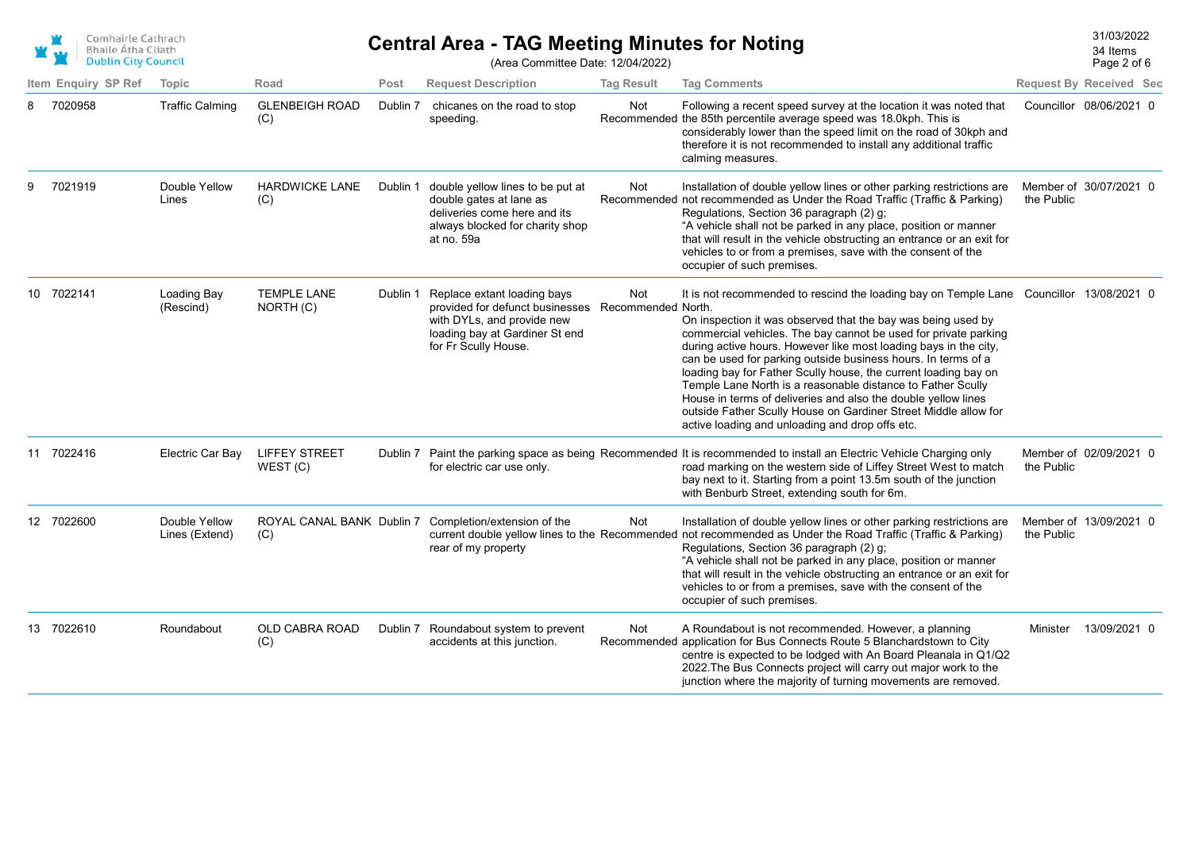| Item | Enquiry | SP Ref | Topic | Road | Post | Request Description | Tag Result | Tag Comments | Request By | Received | Sec |
|---|---|---|---|---|---|---|---|---|---|---|---|
| 8 | 7020958 | | Traffic Calming | GLENBEIGH ROAD (C) | Dublin 7 | chicanes on the road to stop speeding. | Not Recommended | Following a recent speed survey at the location it was noted that the 85th percentile average speed was 18.0kph. This is considerably lower than the speed limit on the road of 30kph and therefore it is not recommended to install any additional traffic calming measures. | Councillor | 08/06/2021 | 0 |
| 9 | 7021919 | | Double Yellow Lines | HARDWICKE LANE (C) | Dublin 1 | double yellow lines to be put at double gates at lane as deliveries come here and its always blocked for charity shop at no. 59a | Not Recommended | Installation of double yellow lines or other parking restrictions are not recommended as Under the Road Traffic (Traffic & Parking) Regulations, Section 36 paragraph (2) g; "A vehicle shall not be parked in any place, position or manner that will result in the vehicle obstructing an entrance or an exit for vehicles to or from a premises, save with the consent of the occupier of such premises. | Member of the Public | 30/07/2021 | 0 |
| 10 | 7022141 | | Loading Bay (Rescind) | TEMPLE LANE NORTH (C) | Dublin 1 | Replace extant loading bays provided for defunct businesses with DYLs, and provide new loading bay at Gardiner St end for Fr Scully House. | Not Recommended | It is not recommended to rescind the loading bay on Temple Lane North. On inspection it was observed that the bay was being used by commercial vehicles. The bay cannot be used for private parking during active hours. However like most loading bays in the city, can be used for parking outside business hours. In terms of a loading bay for Father Scully house, the current loading bay on Temple Lane North is a reasonable distance to Father Scully House in terms of deliveries and also the double yellow lines outside Father Scully House on Gardiner Street Middle allow for active loading and unloading and drop offs etc. | Councillor | 13/08/2021 | 0 |
| 11 | 7022416 | | Electric Car Bay | LIFFEY STREET WEST (C) | Dublin 7 | Paint the parking space as being for electric car use only. | Recommended | It is recommended to install an Electric Vehicle Charging only road marking on the western side of Liffey Street West to match bay next to it. Starting from a point 13.5m south of the junction with Benburb Street, extending south for 6m. | Member of the Public | 02/09/2021 | 0 |
| 12 | 7022600 | | Double Yellow Lines (Extend) | ROYAL CANAL BANK (C) | Dublin 7 | Completion/extension of the current double yellow lines to the rear of my property | Not Recommended | Installation of double yellow lines or other parking restrictions are not recommended as Under the Road Traffic (Traffic & Parking) Regulations, Section 36 paragraph (2) g; "A vehicle shall not be parked in any place, position or manner that will result in the vehicle obstructing an entrance or an exit for vehicles to or from a premises, save with the consent of the occupier of such premises. | Member of the Public | 13/09/2021 | 0 |
| 13 | 7022610 | | Roundabout | OLD CABRA ROAD (C) | Dublin 7 | Roundabout system to prevent accidents at this junction. | Not Recommended | A Roundabout is not recommended. However, a planning application for Bus Connects Route 5 Blanchardstown to City centre is expected to be lodged with An Board Pleanala in Q1/Q2 2022.The Bus Connects project will carry out major work to the junction where the majority of turning movements are removed. | Minister | 13/09/2021 | 0 |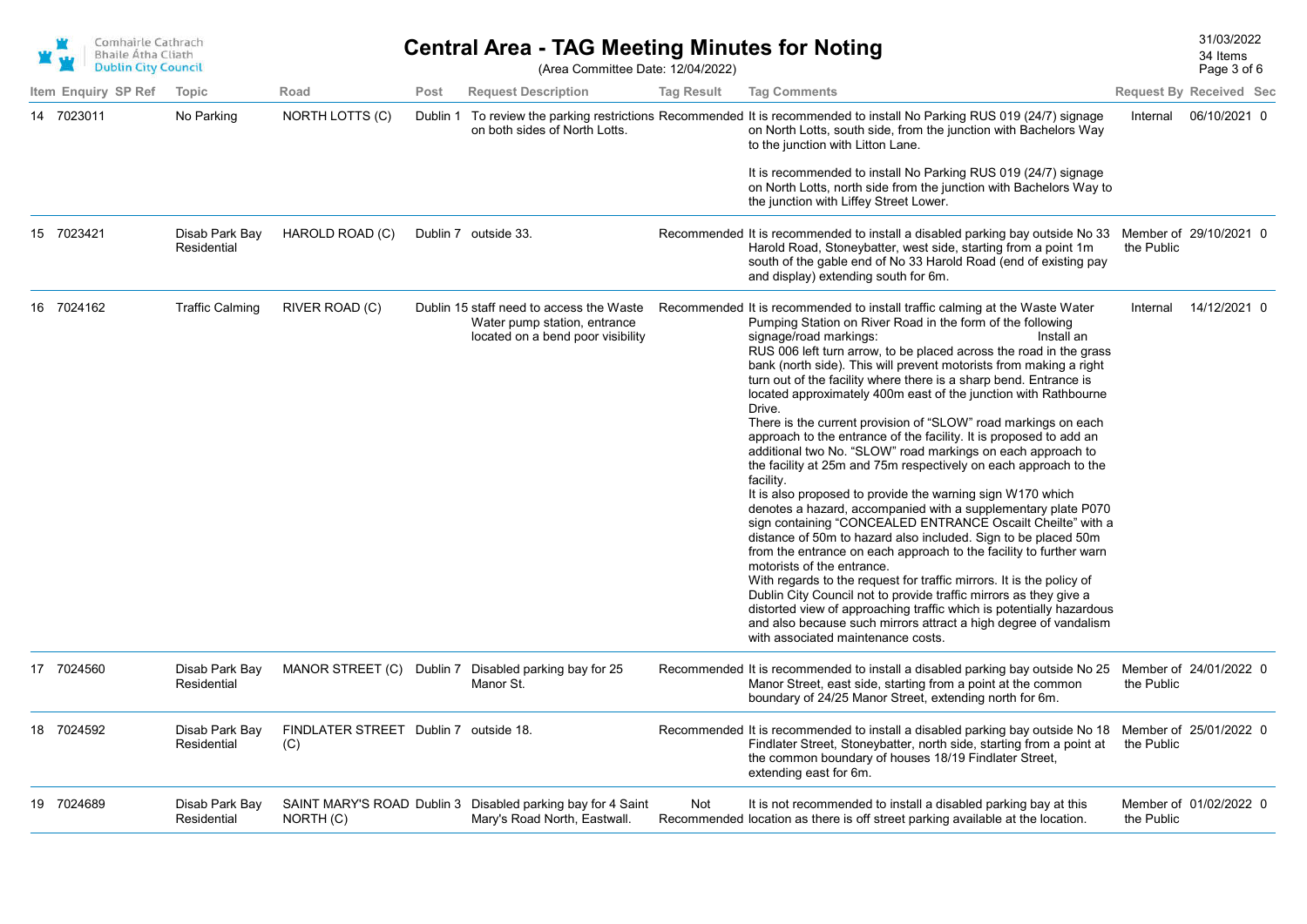# Central Area - TAG Meeting Minutes for Noting

(Area Committee Date: 12/04/2022)

31/03/2022
34 Items

| Item | Enquiry | SP Ref | Topic | Road | Post | Request Description | Tag Result | Tag Comments | Request By | Received | Sec |
|---|---|---|---|---|---|---|---|---|---|---|---|
| 14 | 7023011 | | No Parking | NORTH LOTTS (C) | Dublin 1 | To review the parking restrictions on both sides of North Lotts. | Recommended | It is recommended to install No Parking RUS 019 (24/7) signage on North Lotts, south side, from the junction with Bachelors Way to the junction with Litton Lane.<br><br>It is recommended to install No Parking RUS 019 (24/7) signage on North Lotts, north side from the junction with Bachelors Way to the junction with Liffey Street Lower. | Internal | 06/10/2021 | 0 |
| 15 | 7023421 | | Disab Park Bay Residential | HAROLD ROAD (C) | Dublin 7 | outside 33. | Recommended | It is recommended to install a disabled parking bay outside No 33 Harold Road, Stoneybatter, west side, starting from a point 1m south of the gable end of No 33 Harold Road (end of existing pay and display) extending south for 6m. | Member of the Public | 29/10/2021 | 0 |
| 16 | 7024162 | | Traffic Calming | RIVER ROAD (C) | Dublin 15 | staff need to access the Waste Water pump station, entrance located on a bend poor visibility | Recommended | It is recommended to install traffic calming at the Waste Water Pumping Station on River Road in the form of the following signage/road markings: Install an RUS 006 left turn arrow, to be placed across the road in the grass bank (north side). This will prevent motorists from making a right turn out of the facility where there is a sharp bend. Entrance is located approximately 400m east of the junction with Rathbourne Drive.<br>There is the current provision of “SLOW” road markings on each approach to the entrance of the facility. It is proposed to add an additional two No. “SLOW” road markings on each approach to the facility at 25m and 75m respectively on each approach to the facility.<br>It is also proposed to provide the warning sign W170 which denotes a hazard, accompanied with a supplementary plate P070 sign containing “CONCEALED ENTRANCE Oscailt Cheilte” with a distance of 50m to hazard also included. Sign to be placed 50m from the entrance on each approach to the facility to further warn motorists of the entrance.<br>With regards to the request for traffic mirrors. It is the policy of Dublin City Council not to provide traffic mirrors as they give a distorted view of approaching traffic which is potentially hazardous and also because such mirrors attract a high degree of vandalism with associated maintenance costs. | Internal | 14/12/2021 | 0 |
| 17 | 7024560 | | Disab Park Bay Residential | MANOR STREET (C) | Dublin 7 | Disabled parking bay for 25 Manor St. | Recommended | It is recommended to install a disabled parking bay outside No 25 Manor Street, east side, starting from a point at the common boundary of 24/25 Manor Street, extending north for 6m. | Member of the Public | 24/01/2022 | 0 |
| 18 | 7024592 | | Disab Park Bay Residential | FINDLATER STREET (C) | Dublin 7 | outside 18. | Recommended | It is recommended to install a disabled parking bay outside No 18 Findlater Street, Stoneybatter, north side, starting from a point at the common boundary of houses 18/19 Findlater Street, extending east for 6m. | Member of the Public | 25/01/2022 | 0 |
| 19 | 7024689 | | Disab Park Bay Residential | SAINT MARY'S ROAD NORTH (C) | Dublin 3 | Disabled parking bay for 4 Saint Mary's Road North, Eastwall. | Not Recommended | It is not recommended to install a disabled parking bay at this location as there is off street parking available at the location. | Member of the Public | 01/02/2022 | 0 |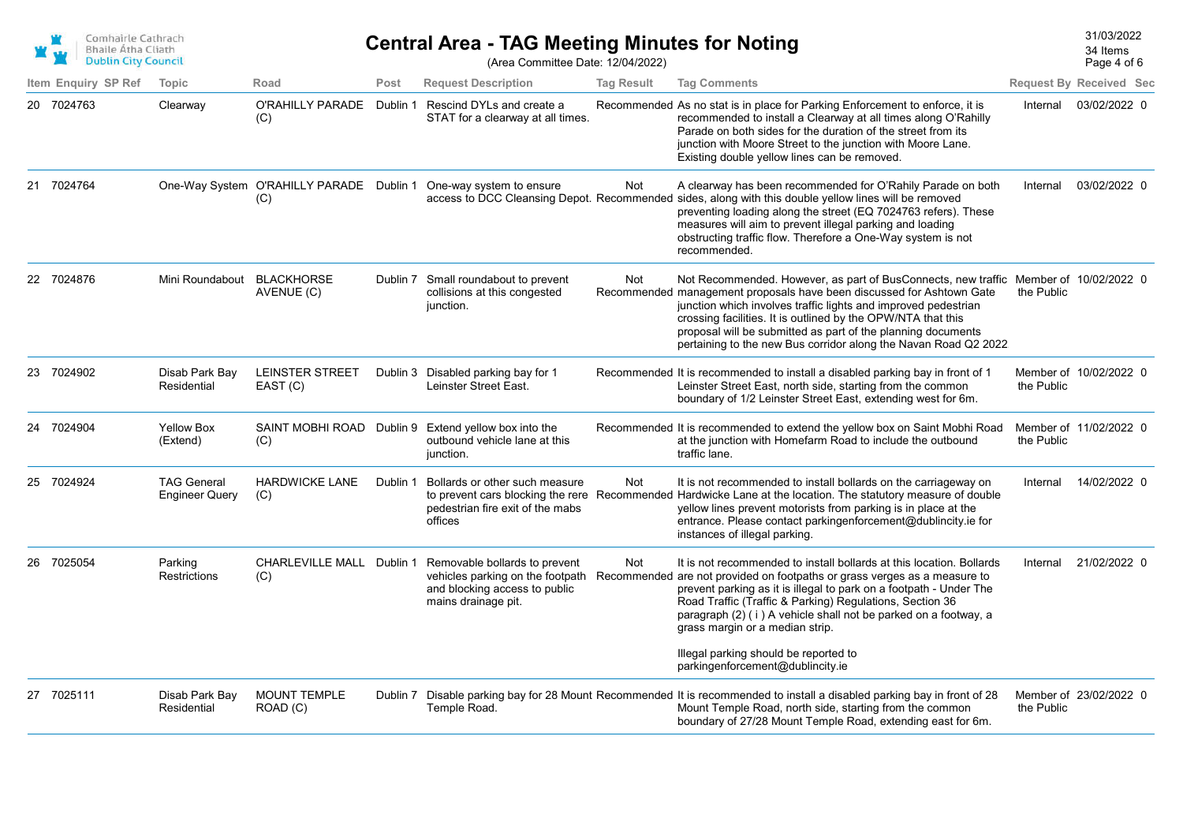# Central Area - TAG Meeting Minutes for Noting

(Area Committee Date: 12/04/2022)

| Item | Enquiry | SP Ref | Topic | Road | Post | Request Description | Tag Result | Tag Comments | Request By | Received | Sec |
|---|---|---|---|---|---|---|---|---|---|---|---|
| 20 | 7024763 | | Clearway | O'RAHILLY PARADE (C) | Dublin 1 | Rescind DYLs and create a STAT for a clearway at all times. | Recommended | As no stat is in place for Parking Enforcement to enforce, it is recommended to install a Clearway at all times along O'Rahilly Parade on both sides for the duration of the street from its junction with Moore Street to the junction with Moore Lane. Existing double yellow lines can be removed. | Internal | 03/02/2022 | 0 |
| 21 | 7024764 | | One-Way System | O'RAHILLY PARADE (C) | Dublin 1 | One-way system to ensure access to DCC Cleansing Depot. | Not Recommended | A clearway has been recommended for O'Rahily Parade on both sides, along with this double yellow lines will be removed preventing loading along the street (EQ 7024763 refers). These measures will aim to prevent illegal parking and loading obstructing traffic flow. Therefore a One-Way system is not recommended. | Internal | 03/02/2022 | 0 |
| 22 | 7024876 | | Mini Roundabout | BLACKHORSE AVENUE (C) | Dublin 7 | Small roundabout to prevent collisions at this congested junction. | Not Recommended | Not Recommended. However, as part of BusConnects, new traffic management proposals have been discussed for Ashtown Gate junction which involves traffic lights and improved pedestrian crossing facilities. It is outlined by the OPW/NTA that this proposal will be submitted as part of the planning documents pertaining to the new Bus corridor along the Navan Road Q2 2022 | Member of the Public | 10/02/2022 | 0 |
| 23 | 7024902 | | Disab Park Bay Residential | LEINSTER STREET EAST (C) | Dublin 3 | Disabled parking bay for 1 Leinster Street East. | Recommended | It is recommended to install a disabled parking bay in front of 1 Leinster Street East, north side, starting from the common boundary of 1/2 Leinster Street East, extending west for 6m. | Member of the Public | 10/02/2022 | 0 |
| 24 | 7024904 | | Yellow Box (Extend) | SAINT MOBHI ROAD (C) | Dublin 9 | Extend yellow box into the outbound vehicle lane at this junction. | Recommended | It is recommended to extend the yellow box on Saint Mobhi Road at the junction with Homefarm Road to include the outbound traffic lane. | Member of the Public | 11/02/2022 | 0 |
| 25 | 7024924 | | TAG General Engineer Query | HARDWICKE LANE (C) | Dublin 1 | Bollards or other such measure to prevent cars blocking the rere pedestrian fire exit of the mabs offices | Not Recommended | It is not recommended to install bollards on the carriageway on Hardwicke Lane at the location. The statutory measure of double yellow lines prevent motorists from parking is in place at the entrance. Please contact parkingenforcement@dublincity.ie for instances of illegal parking. | Internal | 14/02/2022 | 0 |
| 26 | 7025054 | | Parking Restrictions | CHARLEVILLE MALL (C) | Dublin 1 | Removable bollards to prevent vehicles parking on the footpath and blocking access to public mains drainage pit. | Not Recommended | It is not recommended to install bollards at this location. Bollards are not provided on footpaths or grass verges as a measure to prevent parking as it is illegal to park on a footpath - Under The Road Traffic (Traffic & Parking) Regulations, Section 36 paragraph (2) ( i ) A vehicle shall not be parked on a footway, a grass margin or a median strip.<br><br>Illegal parking should be reported to parkingenforcement@dublincity.ie | Internal | 21/02/2022 | 0 |
| 27 | 7025111 | | Disab Park Bay Residential | MOUNT TEMPLE ROAD (C) | Dublin 7 | Disable parking bay for 28 Mount Temple Road. | Recommended | It is recommended to install a disabled parking bay in front of 28 Mount Temple Road, north side, starting from the common boundary of 27/28 Mount Temple Road, extending east for 6m. | Member of the Public | 23/02/2022 | 0 |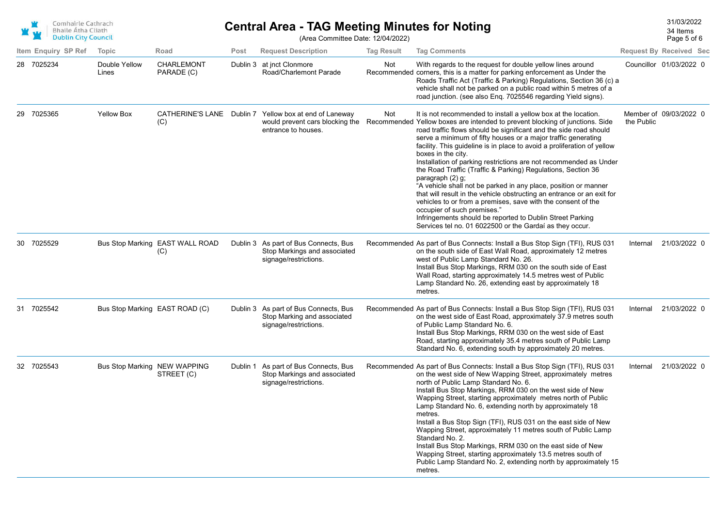| Item | Enquiry | SP Ref | Topic | Road | Post | Request Description | Tag Result | Tag Comments | Request By | Received | Sec |
|---|---|---|---|---|---|---|---|---|---|---|---|
| 28 | 7025234 | | Double Yellow Lines | CHARLEMONT PARADE (C) | Dublin 3 | at jnct Clonmore Road/Charlemont Parade | Not Recommended | With regards to the request for double yellow lines around corners, this is a matter for parking enforcement as Under the Roads Traffic Act (Traffic & Parking) Regulations, Section 36 (c) a vehicle shall not be parked on a public road within 5 metres of a road junction. (see also Enq. 7025546 regarding Yield signs). | Councillor | 01/03/2022 | 0 |
| 29 | 7025365 | | Yellow Box | CATHERINE'S LANE (C) | Dublin 7 | Yellow box at end of Laneway would prevent cars blocking the entrance to houses. | Not Recommended | It is not recommended to install a yellow box at the location. Yellow boxes are intended to prevent blocking of junctions. Side road traffic flows should be significant and the side road should serve a minimum of fifty houses or a major traffic generating facility. This guideline is in place to avoid a proliferation of yellow boxes in the city. Installation of parking restrictions are not recommended as Under the Road Traffic (Traffic & Parking) Regulations, Section 36 paragraph (2) g; "A vehicle shall not be parked in any place, position or manner that will result in the vehicle obstructing an entrance or an exit for vehicles to or from a premises, save with the consent of the occupier of such premises." Infringements should be reported to Dublin Street Parking Services tel no. 01 6022500 or the Gardaí as they occur. | Member of the Public | 09/03/2022 | 0 |
| 30 | 7025529 | | Bus Stop Marking | EAST WALL ROAD (C) | Dublin 3 | As part of Bus Connects, Bus Stop Markings and associated signage/restrictions. | Recommended | As part of Bus Connects: Install a Bus Stop Sign (TFI), RUS 031 on the south side of East Wall Road, approximately 12 metres west of Public Lamp Standard No. 26. Install Bus Stop Markings, RRM 030 on the south side of East Wall Road, starting approximately 14.5 metres west of Public Lamp Standard No. 26, extending east by approximately 18 metres. | Internal | 21/03/2022 | 0 |
| 31 | 7025542 | | Bus Stop Marking | EAST ROAD (C) | Dublin 3 | As part of Bus Connects, Bus Stop Marking and associated signage/restrictions. | Recommended | As part of Bus Connects: Install a Bus Stop Sign (TFI), RUS 031 on the west side of East Road, approximately 37.9 metres south of Public Lamp Standard No. 6. Install Bus Stop Markings, RRM 030 on the west side of East Road, starting approximately 35.4 metres south of Public Lamp Standard No. 6, extending south by approximately 20 metres. | Internal | 21/03/2022 | 0 |
| 32 | 7025543 | | Bus Stop Marking | NEW WAPPING STREET (C) | Dublin 1 | As part of Bus Connects, Bus Stop Markings and associated signage/restrictions. | Recommended | As part of Bus Connects: Install a Bus Stop Sign (TFI), RUS 031 on the west side of New Wapping Street, approximately  metres north of Public Lamp Standard No. 6. Install Bus Stop Markings, RRM 030 on the west side of New Wapping Street, starting approximately  metres north of Public Lamp Standard No. 6, extending north by approximately 18 metres. Install a Bus Stop Sign (TFI), RUS 031 on the east side of New Wapping Street, approximately 11 metres south of Public Lamp Standard No. 2. Install Bus Stop Markings, RRM 030 on the east side of New Wapping Street, starting approximately 13.5 metres south of Public Lamp Standard No. 2, extending north by approximately 15 metres. | Internal | 21/03/2022 | 0 |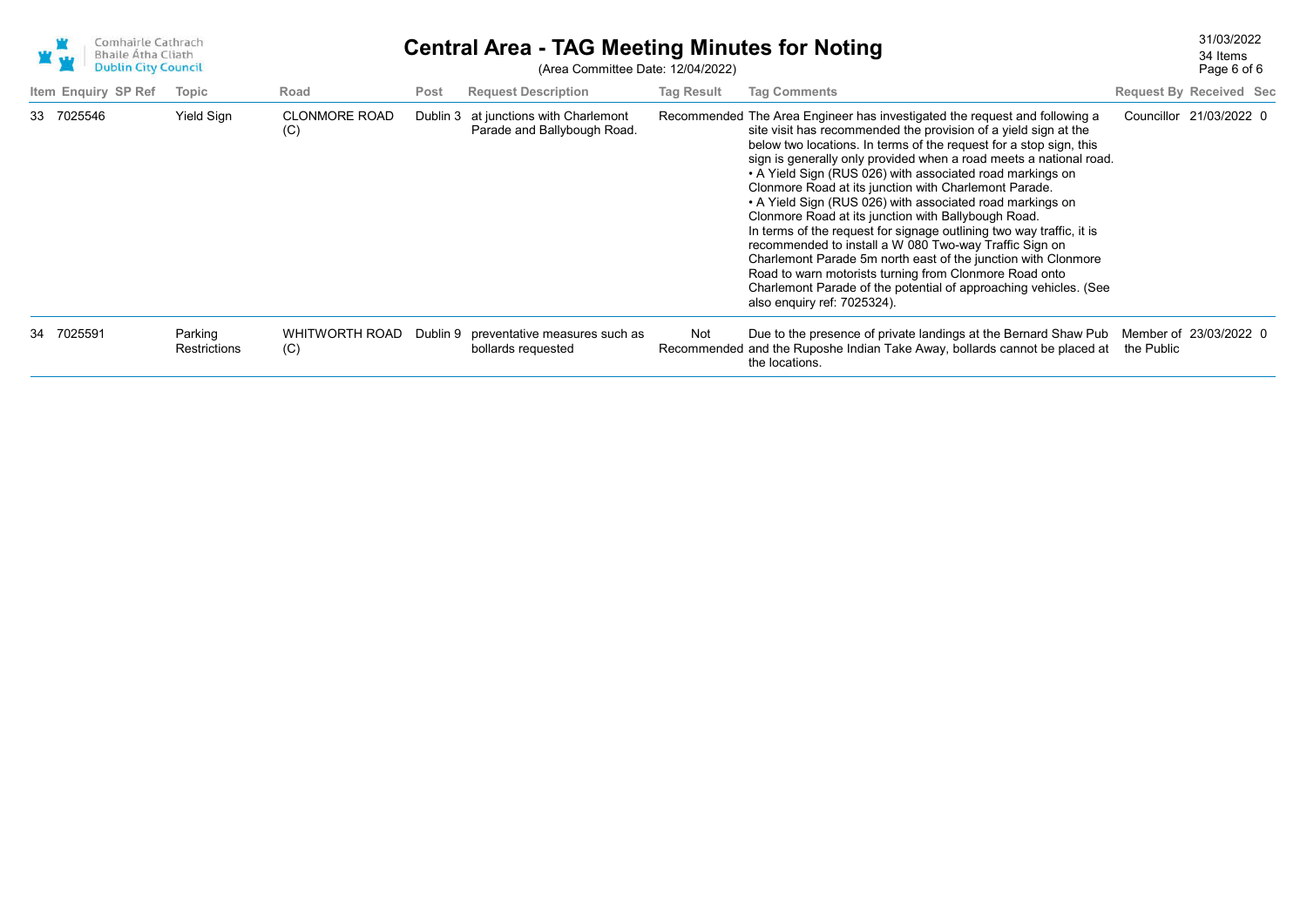| Item | Enquiry | SP Ref | Topic | Road | Post | Request Description | Tag Result | Tag Comments | Request By | Received | Sec |
|---|---|---|---|---|---|---|---|---|---|---|---|
| 33 | 7025546 | | Yield Sign | CLONMORE ROAD (C) | Dublin 3 | at junctions with Charlemont Parade and Ballybough Road. | Recommended | The Area Engineer has investigated the request and following a site visit has recommended the provision of a yield sign at the below two locations. In terms of the request for a stop sign, this sign is generally only provided when a road meets a national road. • A Yield Sign (RUS 026) with associated road markings on Clonmore Road at its junction with Charlemont Parade. • A Yield Sign (RUS 026) with associated road markings on Clonmore Road at its junction with Ballybough Road. In terms of the request for signage outlining two way traffic, it is recommended to install a W 080 Two-way Traffic Sign on Charlemont Parade 5m north east of the junction with Clonmore Road to warn motorists turning from Clonmore Road onto Charlemont Parade of the potential of approaching vehicles. (See also enquiry ref: 7025324). | Councillor | 21/03/2022 | 0 |
| 34 | 7025591 | | Parking Restrictions | WHITWORTH ROAD (C) | Dublin 9 | preventative measures such as bollards requested | Not Recommended | Due to the presence of private landings at the Bernard Shaw Pub and the Ruposhe Indian Take Away, bollards cannot be placed at the locations. | Member of the Public | 23/03/2022 | 0 |